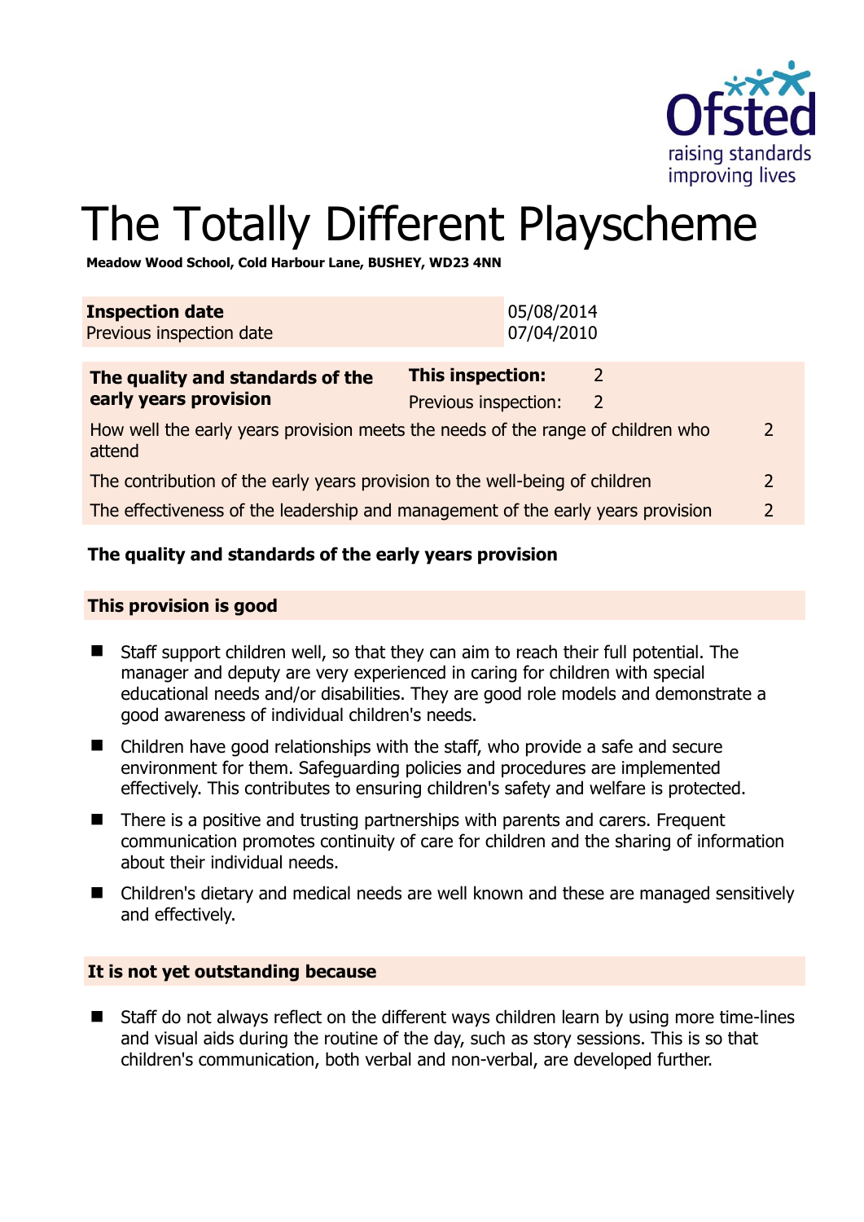# The Totally Different Playscheme

**Meadow Wood School, Cold Harbour Lane, BUSHEY, WD23 4NN**

| **Inspection date** | 05/08/2014 |
|---|---|
| Previous inspection date | 07/04/2010 |

| **The quality and standards of the early years provision** | **This inspection:** | 2 |
|---|---|---|
| | Previous inspection: | 2 |
| How well the early years provision meets the needs of the range of children who attend | | 2 |
| The contribution of the early years provision to the well-being of children | | 2 |
| The effectiveness of the leadership and management of the early years provision | | 2 |

## The quality and standards of the early years provision

### This provision is good

- Staff support children well, so that they can aim to reach their full potential. The manager and deputy are very experienced in caring for children with special educational needs and/or disabilities. They are good role models and demonstrate a good awareness of individual children's needs.
- Children have good relationships with the staff, who provide a safe and secure environment for them. Safeguarding policies and procedures are implemented effectively. This contributes to ensuring children's safety and welfare is protected.
- There is a positive and trusting partnerships with parents and carers. Frequent communication promotes continuity of care for children and the sharing of information about their individual needs.
- Children's dietary and medical needs are well known and these are managed sensitively and effectively.

### It is not yet outstanding because

- Staff do not always reflect on the different ways children learn by using more time-lines and visual aids during the routine of the day, such as story sessions. This is so that children's communication, both verbal and non-verbal, are developed further.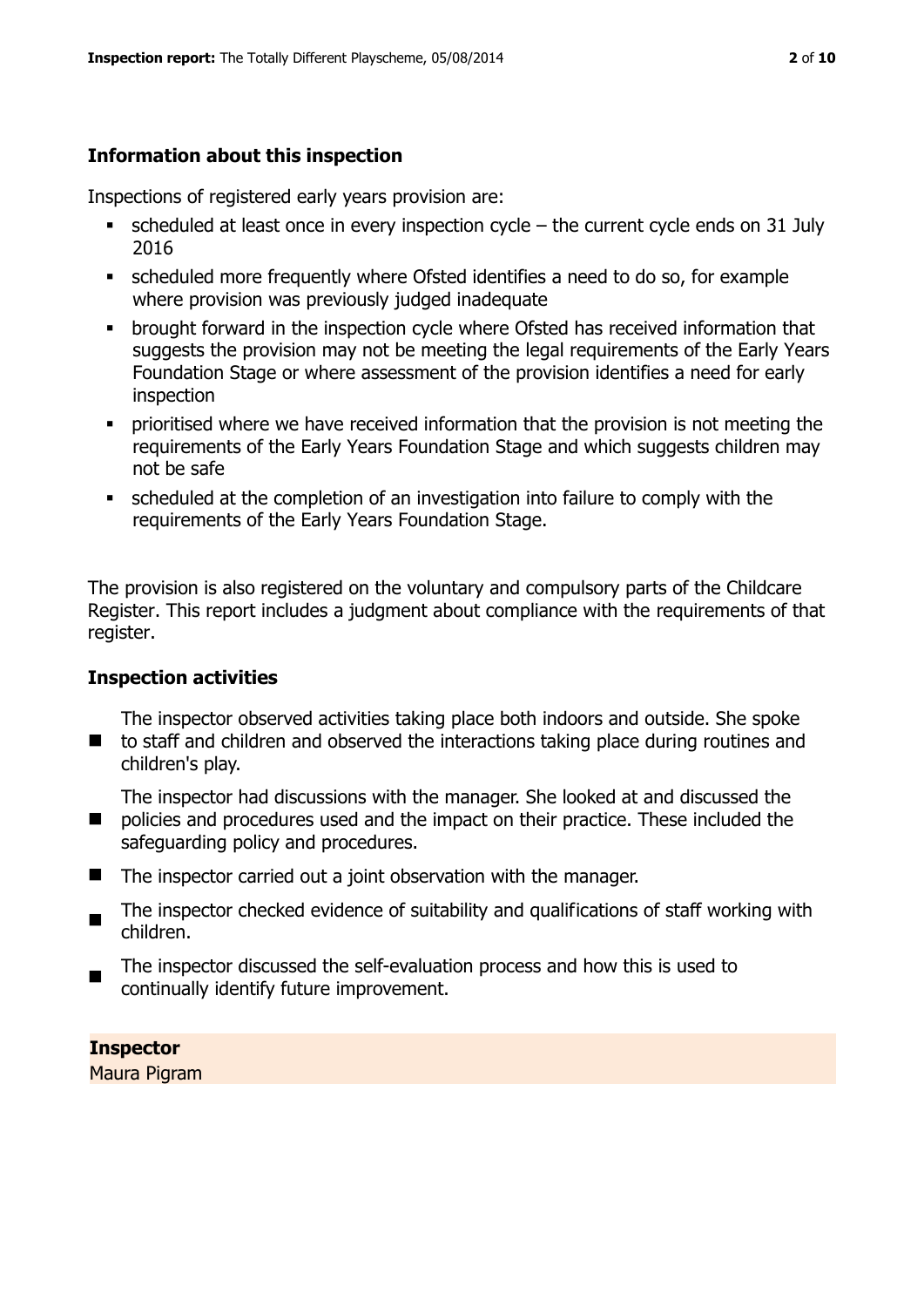## Information about this inspection

Inspections of registered early years provision are:

- scheduled at least once in every inspection cycle – the current cycle ends on 31 July 2016
- scheduled more frequently where Ofsted identifies a need to do so, for example where provision was previously judged inadequate
- brought forward in the inspection cycle where Ofsted has received information that suggests the provision may not be meeting the legal requirements of the Early Years Foundation Stage or where assessment of the provision identifies a need for early inspection
- prioritised where we have received information that the provision is not meeting the requirements of the Early Years Foundation Stage and which suggests children may not be safe
- scheduled at the completion of an investigation into failure to comply with the requirements of the Early Years Foundation Stage.

The provision is also registered on the voluntary and compulsory parts of the Childcare Register. This report includes a judgment about compliance with the requirements of that register.

## Inspection activities

- The inspector observed activities taking place both indoors and outside. She spoke to staff and children and observed the interactions taking place during routines and children's play.
- The inspector had discussions with the manager. She looked at and discussed the policies and procedures used and the impact on their practice. These included the safeguarding policy and procedures.
- The inspector carried out a joint observation with the manager.
- The inspector checked evidence of suitability and qualifications of staff working with children.
- The inspector discussed the self-evaluation process and how this is used to continually identify future improvement.

**Inspector**
Maura Pigram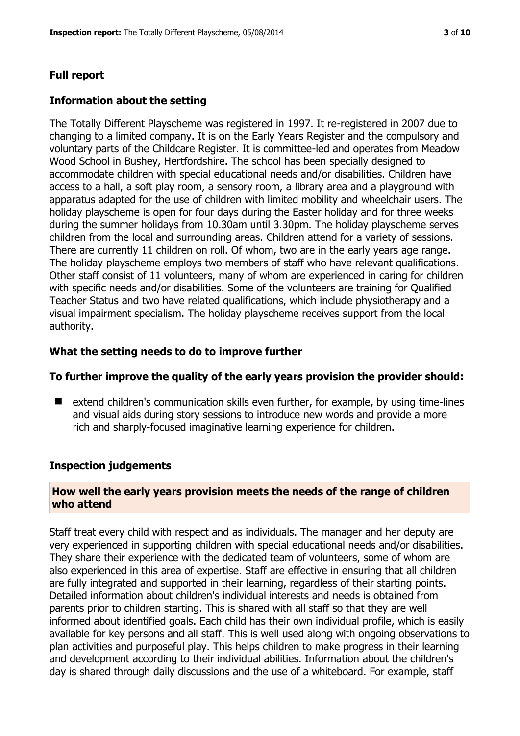## Full report

### Information about the setting

The Totally Different Playscheme was registered in 1997. It re-registered in 2007 due to changing to a limited company. It is on the Early Years Register and the compulsory and voluntary parts of the Childcare Register. It is committee-led and operates from Meadow Wood School in Bushey, Hertfordshire. The school has been specially designed to accommodate children with special educational needs and/or disabilities. Children have access to a hall, a soft play room, a sensory room, a library area and a playground with apparatus adapted for the use of children with limited mobility and wheelchair users. The holiday playscheme is open for four days during the Easter holiday and for three weeks during the summer holidays from 10.30am until 3.30pm. The holiday playscheme serves children from the local and surrounding areas. Children attend for a variety of sessions. There are currently 11 children on roll. Of whom, two are in the early years age range. The holiday playscheme employs two members of staff who have relevant qualifications. Other staff consist of 11 volunteers, many of whom are experienced in caring for children with specific needs and/or disabilities. Some of the volunteers are training for Qualified Teacher Status and two have related qualifications, which include physiotherapy and a visual impairment specialism. The holiday playscheme receives support from the local authority.

### What the setting needs to do to improve further

### To further improve the quality of the early years provision the provider should:

- extend children's communication skills even further, for example, by using time-lines and visual aids during story sessions to introduce new words and provide a more rich and sharply-focused imaginative learning experience for children.

### Inspection judgements

#### How well the early years provision meets the needs of the range of children who attend

Staff treat every child with respect and as individuals. The manager and her deputy are very experienced in supporting children with special educational needs and/or disabilities. They share their experience with the dedicated team of volunteers, some of whom are also experienced in this area of expertise. Staff are effective in ensuring that all children are fully integrated and supported in their learning, regardless of their starting points. Detailed information about children's individual interests and needs is obtained from parents prior to children starting. This is shared with all staff so that they are well informed about identified goals. Each child has their own individual profile, which is easily available for key persons and all staff. This is well used along with ongoing observations to plan activities and purposeful play. This helps children to make progress in their learning and development according to their individual abilities. Information about the children's day is shared through daily discussions and the use of a whiteboard. For example, staff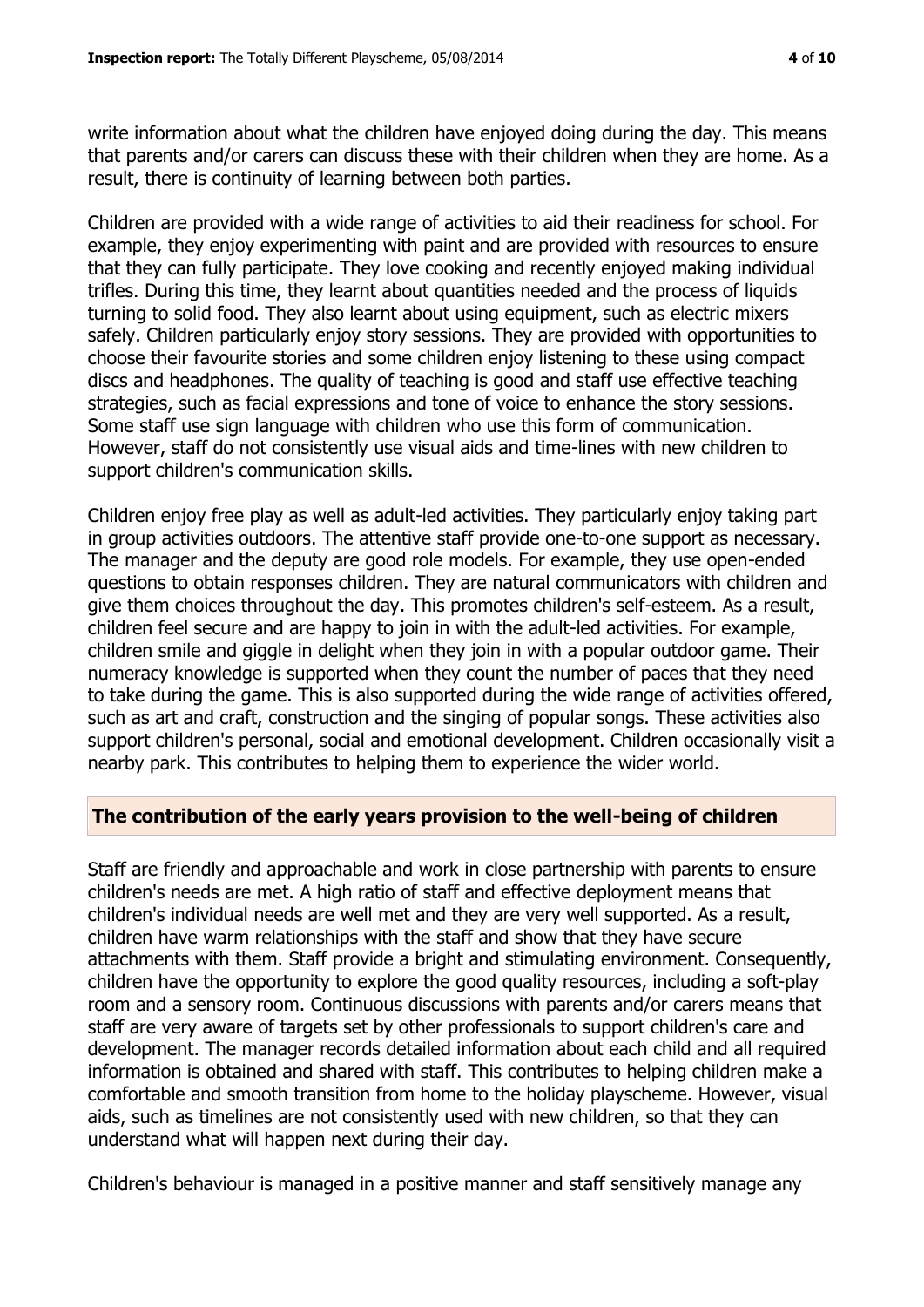write information about what the children have enjoyed doing during the day. This means that parents and/or carers can discuss these with their children when they are home. As a result, there is continuity of learning between both parties.

Children are provided with a wide range of activities to aid their readiness for school. For example, they enjoy experimenting with paint and are provided with resources to ensure that they can fully participate. They love cooking and recently enjoyed making individual trifles. During this time, they learnt about quantities needed and the process of liquids turning to solid food. They also learnt about using equipment, such as electric mixers safely. Children particularly enjoy story sessions. They are provided with opportunities to choose their favourite stories and some children enjoy listening to these using compact discs and headphones. The quality of teaching is good and staff use effective teaching strategies, such as facial expressions and tone of voice to enhance the story sessions. Some staff use sign language with children who use this form of communication. However, staff do not consistently use visual aids and time-lines with new children to support children's communication skills.

Children enjoy free play as well as adult-led activities. They particularly enjoy taking part in group activities outdoors. The attentive staff provide one-to-one support as necessary. The manager and the deputy are good role models. For example, they use open-ended questions to obtain responses children. They are natural communicators with children and give them choices throughout the day. This promotes children's self-esteem. As a result, children feel secure and are happy to join in with the adult-led activities. For example, children smile and giggle in delight when they join in with a popular outdoor game. Their numeracy knowledge is supported when they count the number of paces that they need to take during the game. This is also supported during the wide range of activities offered, such as art and craft, construction and the singing of popular songs. These activities also support children's personal, social and emotional development. Children occasionally visit a nearby park. This contributes to helping them to experience the wider world.

## The contribution of the early years provision to the well-being of children

Staff are friendly and approachable and work in close partnership with parents to ensure children's needs are met. A high ratio of staff and effective deployment means that children's individual needs are well met and they are very well supported. As a result, children have warm relationships with the staff and show that they have secure attachments with them. Staff provide a bright and stimulating environment. Consequently, children have the opportunity to explore the good quality resources, including a soft-play room and a sensory room. Continuous discussions with parents and/or carers means that staff are very aware of targets set by other professionals to support children's care and development. The manager records detailed information about each child and all required information is obtained and shared with staff. This contributes to helping children make a comfortable and smooth transition from home to the holiday playscheme. However, visual aids, such as timelines are not consistently used with new children, so that they can understand what will happen next during their day.

Children's behaviour is managed in a positive manner and staff sensitively manage any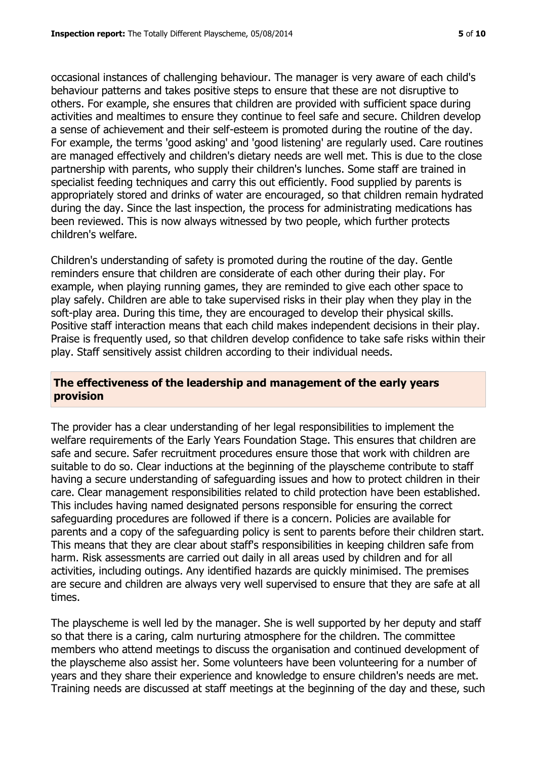occasional instances of challenging behaviour. The manager is very aware of each child's behaviour patterns and takes positive steps to ensure that these are not disruptive to others. For example, she ensures that children are provided with sufficient space during activities and mealtimes to ensure they continue to feel safe and secure. Children develop a sense of achievement and their self-esteem is promoted during the routine of the day. For example, the terms 'good asking' and 'good listening' are regularly used. Care routines are managed effectively and children's dietary needs are well met. This is due to the close partnership with parents, who supply their children's lunches. Some staff are trained in specialist feeding techniques and carry this out efficiently. Food supplied by parents is appropriately stored and drinks of water are encouraged, so that children remain hydrated during the day. Since the last inspection, the process for administrating medications has been reviewed. This is now always witnessed by two people, which further protects children's welfare.

Children's understanding of safety is promoted during the routine of the day. Gentle reminders ensure that children are considerate of each other during their play. For example, when playing running games, they are reminded to give each other space to play safely. Children are able to take supervised risks in their play when they play in the soft-play area. During this time, they are encouraged to develop their physical skills. Positive staff interaction means that each child makes independent decisions in their play. Praise is frequently used, so that children develop confidence to take safe risks within their play. Staff sensitively assist children according to their individual needs.

## The effectiveness of the leadership and management of the early years provision

The provider has a clear understanding of her legal responsibilities to implement the welfare requirements of the Early Years Foundation Stage. This ensures that children are safe and secure. Safer recruitment procedures ensure those that work with children are suitable to do so. Clear inductions at the beginning of the playscheme contribute to staff having a secure understanding of safeguarding issues and how to protect children in their care. Clear management responsibilities related to child protection have been established. This includes having named designated persons responsible for ensuring the correct safeguarding procedures are followed if there is a concern. Policies are available for parents and a copy of the safeguarding policy is sent to parents before their children start. This means that they are clear about staff's responsibilities in keeping children safe from harm. Risk assessments are carried out daily in all areas used by children and for all activities, including outings. Any identified hazards are quickly minimised. The premises are secure and children are always very well supervised to ensure that they are safe at all times.

The playscheme is well led by the manager. She is well supported by her deputy and staff so that there is a caring, calm nurturing atmosphere for the children. The committee members who attend meetings to discuss the organisation and continued development of the playscheme also assist her. Some volunteers have been volunteering for a number of years and they share their experience and knowledge to ensure children's needs are met. Training needs are discussed at staff meetings at the beginning of the day and these, such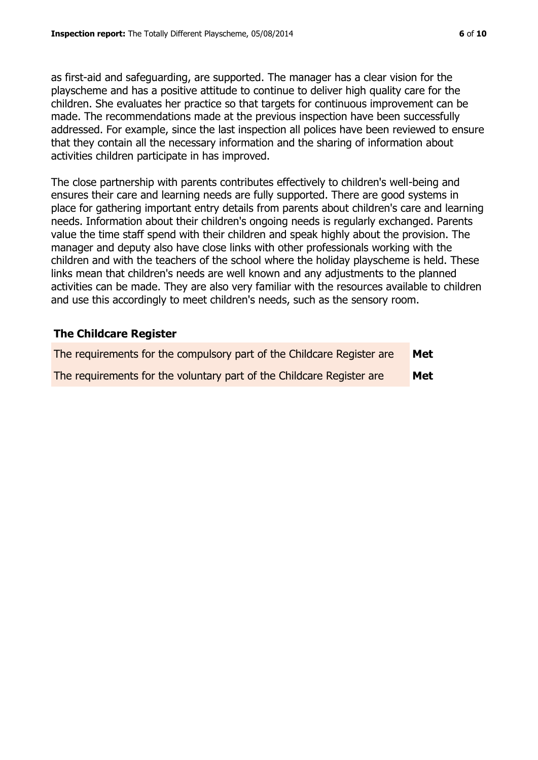as first-aid and safeguarding, are supported. The manager has a clear vision for the playscheme and has a positive attitude to continue to deliver high quality care for the children. She evaluates her practice so that targets for continuous improvement can be made. The recommendations made at the previous inspection have been successfully addressed. For example, since the last inspection all polices have been reviewed to ensure that they contain all the necessary information and the sharing of information about activities children participate in has improved.

The close partnership with parents contributes effectively to children's well-being and ensures their care and learning needs are fully supported. There are good systems in place for gathering important entry details from parents about children's care and learning needs. Information about their children's ongoing needs is regularly exchanged. Parents value the time staff spend with their children and speak highly about the provision. The manager and deputy also have close links with other professionals working with the children and with the teachers of the school where the holiday playscheme is held. These links mean that children's needs are well known and any adjustments to the planned activities can be made. They are also very familiar with the resources available to children and use this accordingly to meet children's needs, such as the sensory room.

### The Childcare Register

| | |
|---|---|
| The requirements for the compulsory part of the Childcare Register are | **Met** |
| The requirements for the voluntary part of the Childcare Register are | **Met** |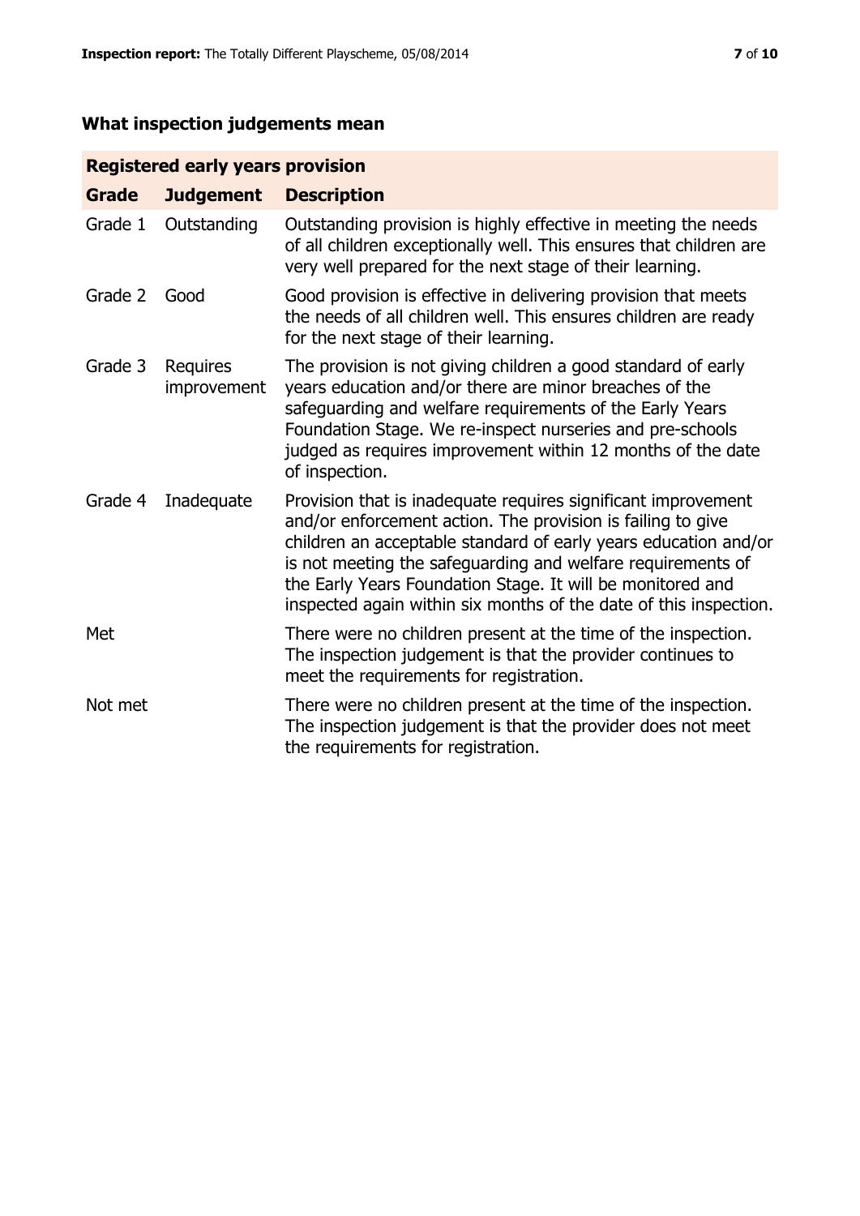## What inspection judgements mean

| Registered early years provision | | |
|---|---|---|
| **Grade** | **Judgement** | **Description** |
| Grade 1 | Outstanding | Outstanding provision is highly effective in meeting the needs of all children exceptionally well. This ensures that children are very well prepared for the next stage of their learning. |
| Grade 2 | Good | Good provision is effective in delivering provision that meets the needs of all children well. This ensures children are ready for the next stage of their learning. |
| Grade 3 | Requires improvement | The provision is not giving children a good standard of early years education and/or there are minor breaches of the safeguarding and welfare requirements of the Early Years Foundation Stage. We re-inspect nurseries and pre-schools judged as requires improvement within 12 months of the date of inspection. |
| Grade 4 | Inadequate | Provision that is inadequate requires significant improvement and/or enforcement action. The provision is failing to give children an acceptable standard of early years education and/or is not meeting the safeguarding and welfare requirements of the Early Years Foundation Stage. It will be monitored and inspected again within six months of the date of this inspection. |
| Met | | There were no children present at the time of the inspection. The inspection judgement is that the provider continues to meet the requirements for registration. |
| Not met | | There were no children present at the time of the inspection. The inspection judgement is that the provider does not meet the requirements for registration. |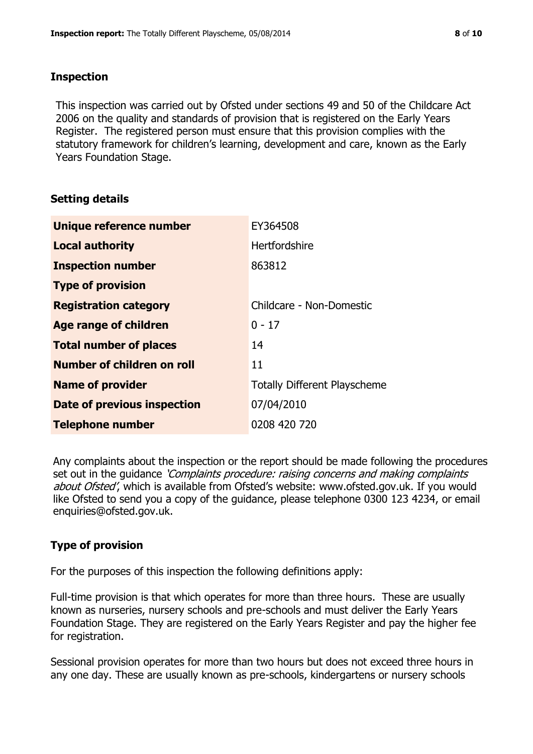## Inspection

This inspection was carried out by Ofsted under sections 49 and 50 of the Childcare Act 2006 on the quality and standards of provision that is registered on the Early Years Register. The registered person must ensure that this provision complies with the statutory framework for children's learning, development and care, known as the Early Years Foundation Stage.

## Setting details

| | |
|---|---|
| **Unique reference number** | EY364508 |
| **Local authority** | Hertfordshire |
| **Inspection number** | 863812 |
| **Type of provision** | |
| **Registration category** | Childcare - Non-Domestic |
| **Age range of children** | 0 - 17 |
| **Total number of places** | 14 |
| **Number of children on roll** | 11 |
| **Name of provider** | Totally Different Playscheme |
| **Date of previous inspection** | 07/04/2010 |
| **Telephone number** | 0208 420 720 |

Any complaints about the inspection or the report should be made following the procedures set out in the guidance *'Complaints procedure: raising concerns and making complaints about Ofsted'*, which is available from Ofsted's website: www.ofsted.gov.uk. If you would like Ofsted to send you a copy of the guidance, please telephone 0300 123 4234, or email enquiries@ofsted.gov.uk.

## Type of provision

For the purposes of this inspection the following definitions apply:

Full-time provision is that which operates for more than three hours. These are usually known as nurseries, nursery schools and pre-schools and must deliver the Early Years Foundation Stage. They are registered on the Early Years Register and pay the higher fee for registration.

Sessional provision operates for more than two hours but does not exceed three hours in any one day. These are usually known as pre-schools, kindergartens or nursery schools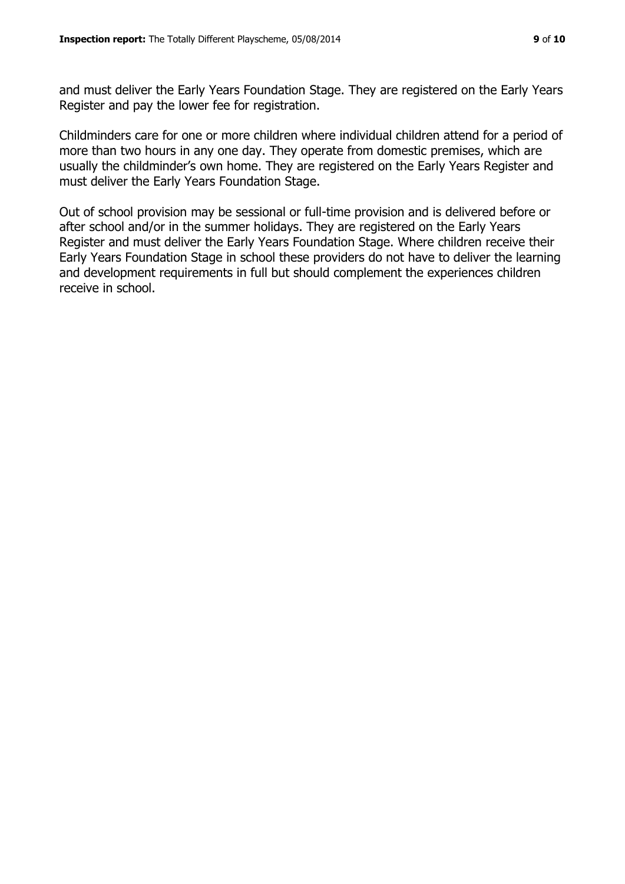and must deliver the Early Years Foundation Stage. They are registered on the Early Years Register and pay the lower fee for registration.

Childminders care for one or more children where individual children attend for a period of more than two hours in any one day. They operate from domestic premises, which are usually the childminder's own home. They are registered on the Early Years Register and must deliver the Early Years Foundation Stage.

Out of school provision may be sessional or full-time provision and is delivered before or after school and/or in the summer holidays. They are registered on the Early Years Register and must deliver the Early Years Foundation Stage. Where children receive their Early Years Foundation Stage in school these providers do not have to deliver the learning and development requirements in full but should complement the experiences children receive in school.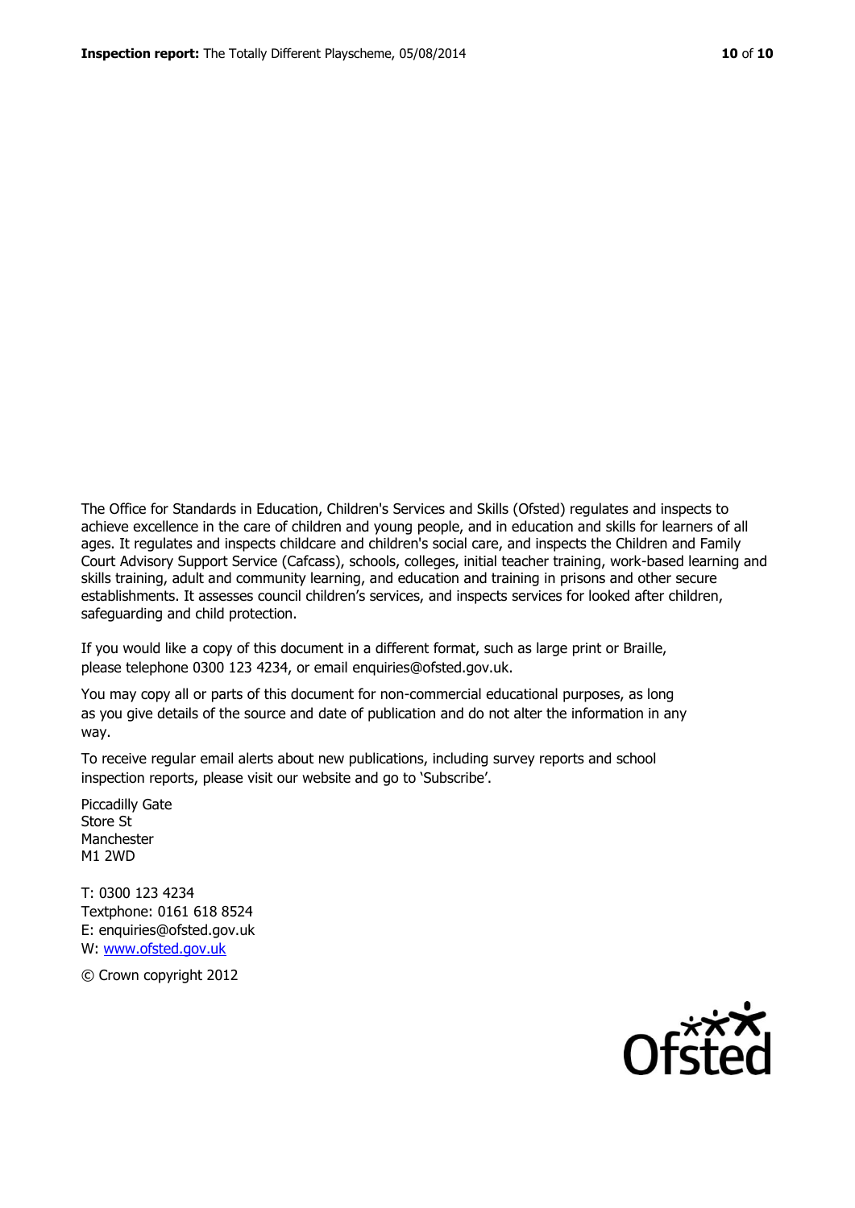The Office for Standards in Education, Children's Services and Skills (Ofsted) regulates and inspects to achieve excellence in the care of children and young people, and in education and skills for learners of all ages. It regulates and inspects childcare and children's social care, and inspects the Children and Family Court Advisory Support Service (Cafcass), schools, colleges, initial teacher training, work-based learning and skills training, adult and community learning, and education and training in prisons and other secure establishments. It assesses council children's services, and inspects services for looked after children, safeguarding and child protection.

If you would like a copy of this document in a different format, such as large print or Braille, please telephone 0300 123 4234, or email enquiries@ofsted.gov.uk.

You may copy all or parts of this document for non-commercial educational purposes, as long as you give details of the source and date of publication and do not alter the information in any way.

To receive regular email alerts about new publications, including survey reports and school inspection reports, please visit our website and go to 'Subscribe'.

Piccadilly Gate
Store St
Manchester
M1 2WD

T: 0300 123 4234
Textphone: 0161 618 8524
E: enquiries@ofsted.gov.uk
W: www.ofsted.gov.uk

© Crown copyright 2012

Ofsted